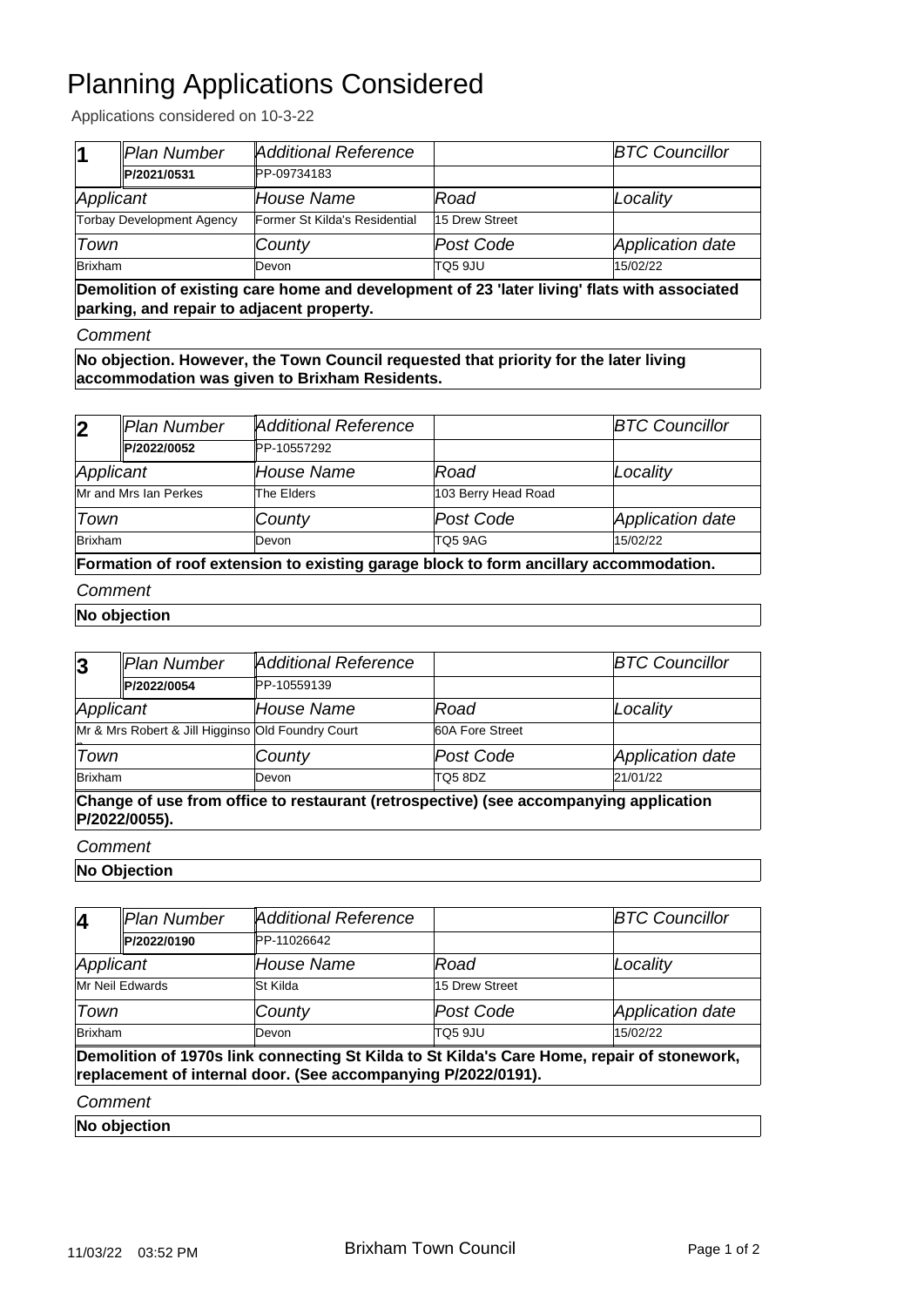# Planning Applications Considered

Applications considered on 10-3-22

| 1 | *Plan Number* | *Additional Reference* | | *BTC Councillor* |
|---|---|---|---|---|
| | **P/2021/0531** | PP-09734183 | | |
| *Applicant* | | *House Name* | *Road* | *Locality* |
| Torbay Development Agency | | Former St Kilda's Residential | 15 Drew Street | |
| *Town* | | *County* | *Post Code* | *Application date* |
| Brixham | | Devon | TQ5 9JU | 15/02/22 |

**Demolition of existing care home and development of 23 'later living' flats with associated parking, and repair to adjacent property.**

*Comment*

**No objection. However, the Town Council requested that priority for the later living accommodation was given to Brixham Residents.**

| 2 | *Plan Number* | *Additional Reference* | | *BTC Councillor* |
|---|---|---|---|---|
| | **P/2022/0052** | PP-10557292 | | |
| *Applicant* | | *House Name* | *Road* | *Locality* |
| Mr and Mrs Ian Perkes | | The Elders | 103 Berry Head Road | |
| *Town* | | *County* | *Post Code* | *Application date* |
| Brixham | | Devon | TQ5 9AG | 15/02/22 |

**Formation of roof extension to existing garage block to form ancillary accommodation.**

*Comment*

**No objection**

| 3 | *Plan Number* | *Additional Reference* | | *BTC Councillor* |
|---|---|---|---|---|
| | **P/2022/0054** | PP-10559139 | | |
| *Applicant* | | *House Name* | *Road* | *Locality* |
| Mr & Mrs Robert & Jill Higginso | | Old Foundry Court | 60A Fore Street | |
| *Town* | | *County* | *Post Code* | *Application date* |
| Brixham | | Devon | TQ5 8DZ | 21/01/22 |

**Change of use from office to restaurant (retrospective) (see accompanying application P/2022/0055).**

*Comment*

**No Objection**

| 4 | *Plan Number* | *Additional Reference* | | *BTC Councillor* |
|---|---|---|---|---|
| | **P/2022/0190** | PP-11026642 | | |
| *Applicant* | | *House Name* | *Road* | *Locality* |
| Mr Neil Edwards | | St Kilda | 15 Drew Street | |
| *Town* | | *County* | *Post Code* | *Application date* |
| Brixham | | Devon | TQ5 9JU | 15/02/22 |

**Demolition of 1970s link connecting St Kilda to St Kilda's Care Home, repair of stonework, replacement of internal door. (See accompanying P/2022/0191).**

*Comment*

**No objection**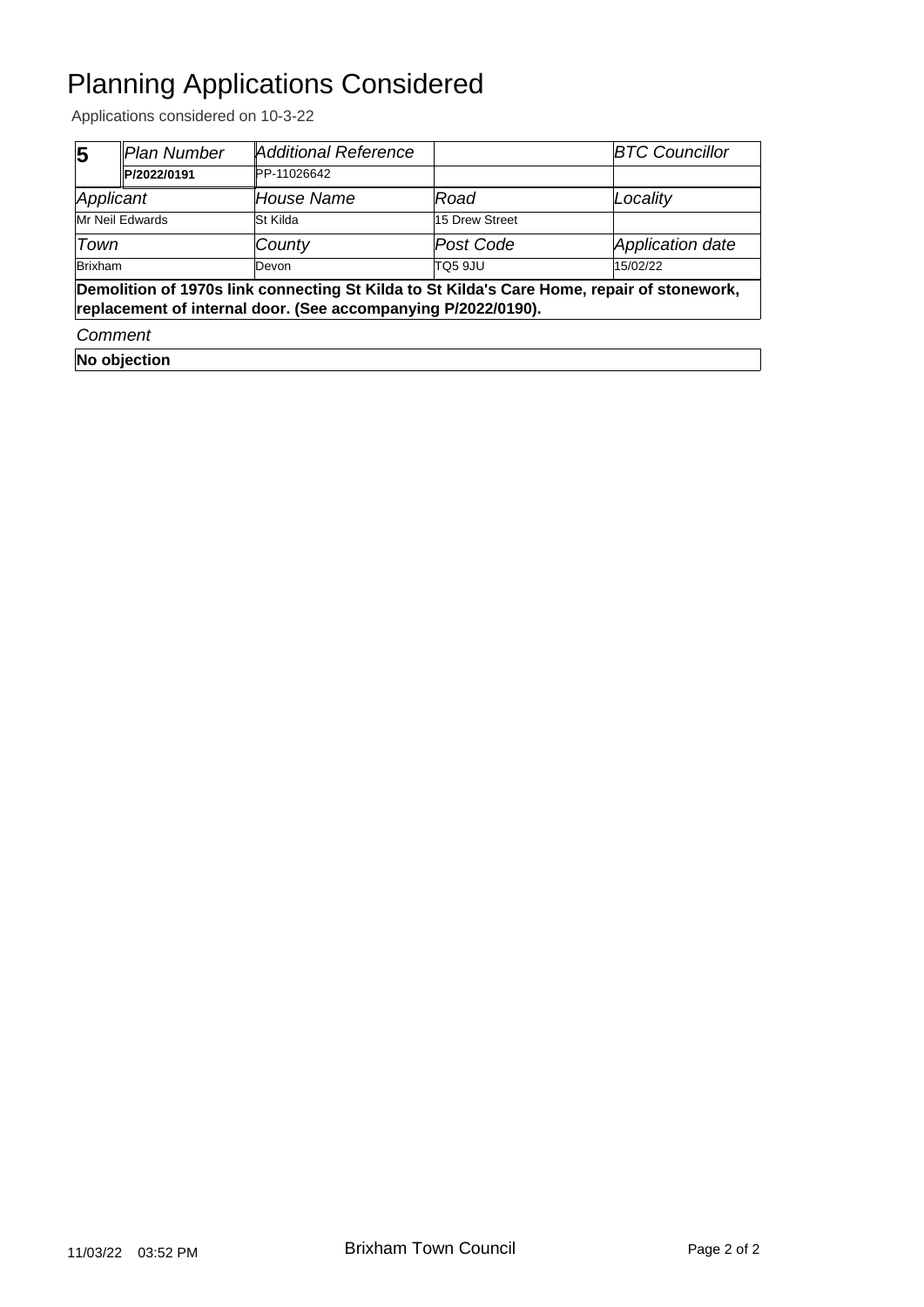# Planning Applications Considered

Applications considered on 10-3-22

| 5 | Plan Number | Additional Reference | | BTC Councillor |
|---|---|---|---|---|
| | **P/2022/0191** | PP-11026642 | | |
| *Applicant* | | *House Name* | *Road* | *Locality* |
| Mr Neil Edwards | | St Kilda | 15 Drew Street | |
| *Town* | | *County* | *Post Code* | *Application date* |
| Brixham | | Devon | TQ5 9JU | 15/02/22 |

**Demolition of 1970s link connecting St Kilda to St Kilda's Care Home, repair of stonework, replacement of internal door. (See accompanying P/2022/0190).**

*Comment*

**No objection**